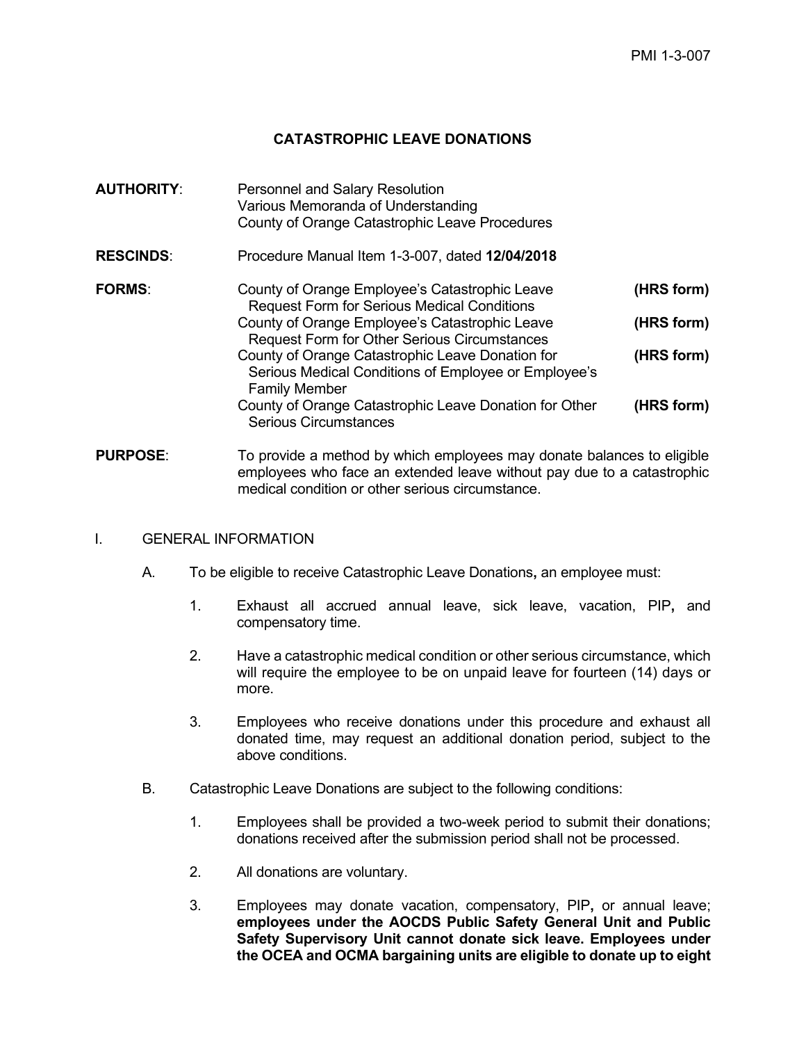# CATASTROPHIC LEAVE DONATIONS

**AUTHORITY**: Personnel and Salary Resolution
Various Memoranda of Understanding
County of Orange Catastrophic Leave Procedures

**RESCINDS**: Procedure Manual Item 1-3-007, dated **12/04/2018**

**FORMS**:

| Form | |
|---|---|
| County of Orange Employee's Catastrophic Leave Request Form for Serious Medical Conditions | **(HRS form)** |
| County of Orange Employee's Catastrophic Leave Request Form for Other Serious Circumstances | **(HRS form)** |
| County of Orange Catastrophic Leave Donation for Serious Medical Conditions of Employee or Employee's Family Member | **(HRS form)** |
| County of Orange Catastrophic Leave Donation for Other Serious Circumstances | **(HRS form)** |

**PURPOSE**: To provide a method by which employees may donate balances to eligible employees who face an extended leave without pay due to a catastrophic medical condition or other serious circumstance.

## I. GENERAL INFORMATION

A. To be eligible to receive Catastrophic Leave Donations**,** an employee must:

1. Exhaust all accrued annual leave, sick leave, vacation, PIP**,** and compensatory time.

2. Have a catastrophic medical condition or other serious circumstance, which will require the employee to be on unpaid leave for fourteen (14) days or more.

3. Employees who receive donations under this procedure and exhaust all donated time, may request an additional donation period, subject to the above conditions.

B. Catastrophic Leave Donations are subject to the following conditions:

1. Employees shall be provided a two-week period to submit their donations; donations received after the submission period shall not be processed.

2. All donations are voluntary.

3. Employees may donate vacation, compensatory, PIP**,** or annual leave; **employees under the AOCDS Public Safety General Unit and Public Safety Supervisory Unit cannot donate sick leave. Employees under the OCEA and OCMA bargaining units are eligible to donate up to eight**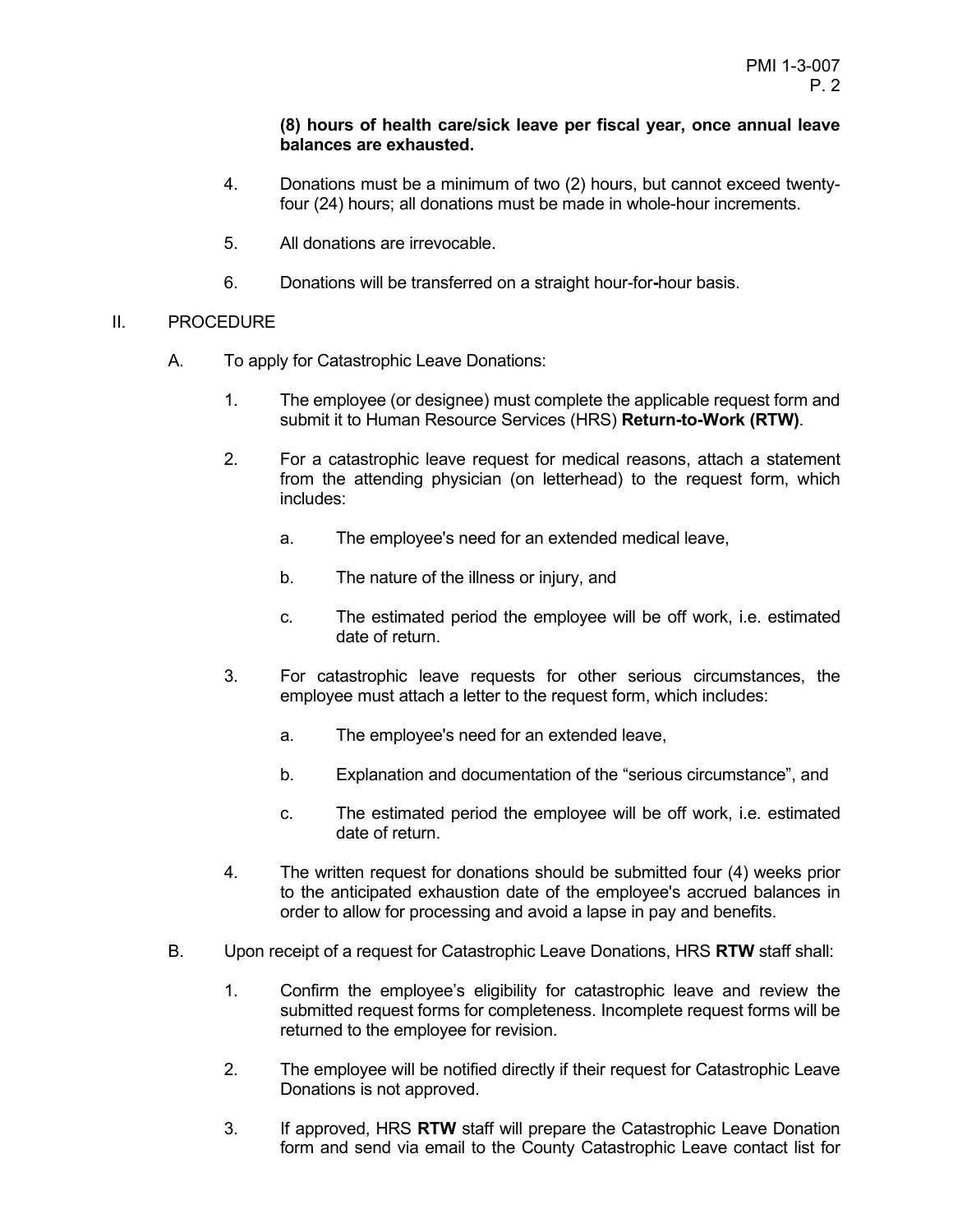**(8) hours of health care/sick leave per fiscal year, once annual leave balances are exhausted.**

4. Donations must be a minimum of two (2) hours, but cannot exceed twenty-four (24) hours; all donations must be made in whole-hour increments.

5. All donations are irrevocable.

6. Donations will be transferred on a straight hour-for-hour basis.

II. PROCEDURE

A. To apply for Catastrophic Leave Donations:

1. The employee (or designee) must complete the applicable request form and submit it to Human Resource Services (HRS) **Return-to-Work (RTW)**.

2. For a catastrophic leave request for medical reasons, attach a statement from the attending physician (on letterhead) to the request form, which includes:

   a. The employee's need for an extended medical leave,

   b. The nature of the illness or injury, and

   c. The estimated period the employee will be off work, i.e. estimated date of return.

3. For catastrophic leave requests for other serious circumstances, the employee must attach a letter to the request form, which includes:

   a. The employee's need for an extended leave,

   b. Explanation and documentation of the "serious circumstance", and

   c. The estimated period the employee will be off work, i.e. estimated date of return.

4. The written request for donations should be submitted four (4) weeks prior to the anticipated exhaustion date of the employee's accrued balances in order to allow for processing and avoid a lapse in pay and benefits.

B. Upon receipt of a request for Catastrophic Leave Donations, HRS **RTW** staff shall:

1. Confirm the employee's eligibility for catastrophic leave and review the submitted request forms for completeness. Incomplete request forms will be returned to the employee for revision.

2. The employee will be notified directly if their request for Catastrophic Leave Donations is not approved.

3. If approved, HRS **RTW** staff will prepare the Catastrophic Leave Donation form and send via email to the County Catastrophic Leave contact list for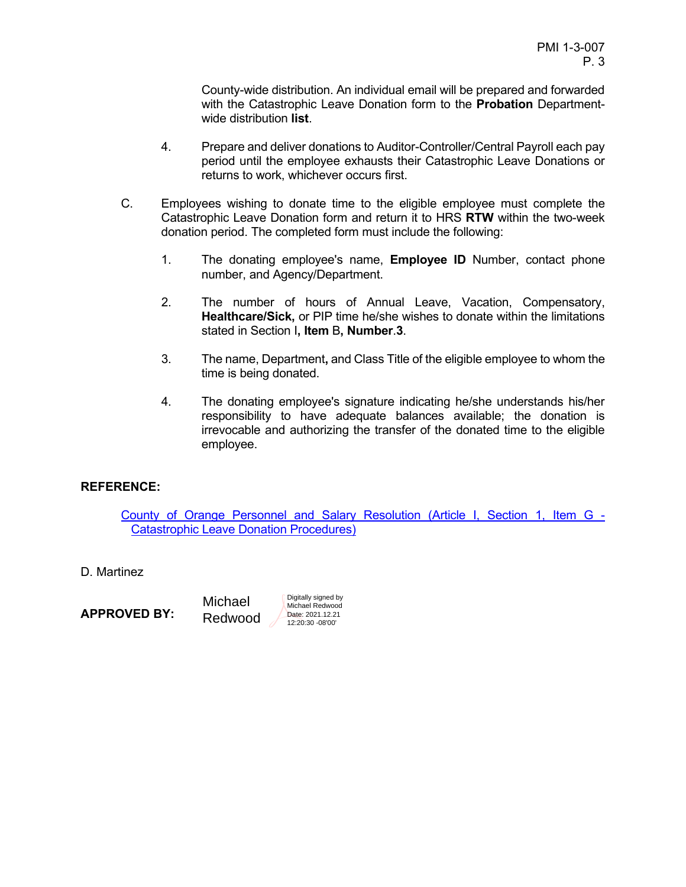County-wide distribution. An individual email will be prepared and forwarded with the Catastrophic Leave Donation form to the **Probation** Department-wide distribution **list**.

4. Prepare and deliver donations to Auditor-Controller/Central Payroll each pay period until the employee exhausts their Catastrophic Leave Donations or returns to work, whichever occurs first.

C. Employees wishing to donate time to the eligible employee must complete the Catastrophic Leave Donation form and return it to HRS **RTW** within the two-week donation period. The completed form must include the following:

1. The donating employee's name, **Employee ID** Number, contact phone number, and Agency/Department.

2. The number of hours of Annual Leave, Vacation, Compensatory, **Healthcare/Sick,** or PIP time he/she wishes to donate within the limitations stated in Section I**, Item** B**, Number**.**3**.

3. The name, Department**,** and Class Title of the eligible employee to whom the time is being donated.

4. The donating employee's signature indicating he/she understands his/her responsibility to have adequate balances available; the donation is irrevocable and authorizing the transfer of the donated time to the eligible employee.

**REFERENCE:**

County of Orange Personnel and Salary Resolution (Article I, Section 1, Item G - Catastrophic Leave Donation Procedures)

D. Martinez

**APPROVED BY:** Michael Redwood

Digitally signed by Michael Redwood
Date: 2021.12.21 12:20:30 -08'00'